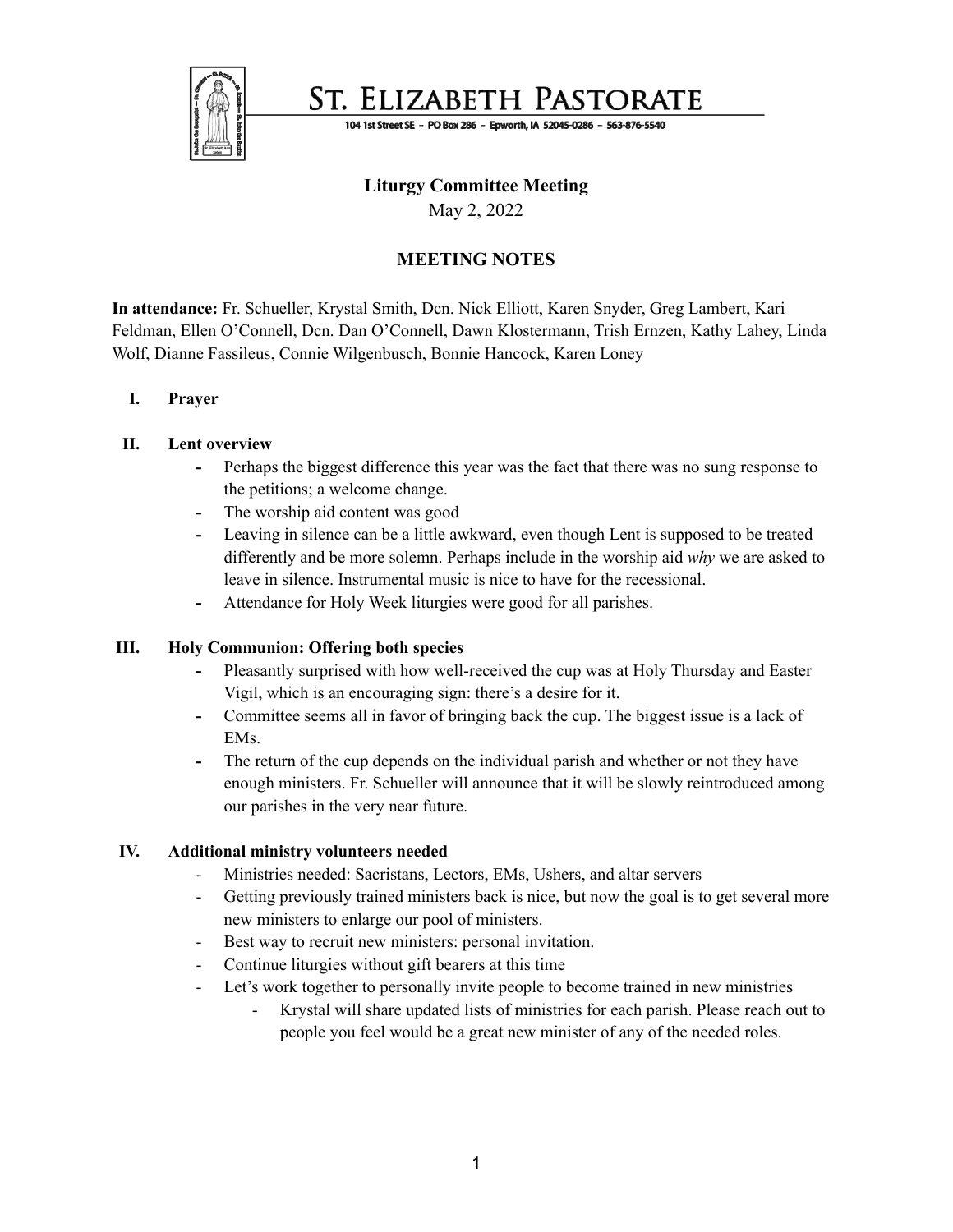# St. Elizabeth Pastorate

104 1st Street SE – PO Box 286 – Epworth, IA 52045-0286 – 563-876-5540

## Liturgy Committee Meeting

May 2, 2022

## MEETING NOTES

**In attendance:** Fr. Schueller, Krystal Smith, Dcn. Nick Elliott, Karen Snyder, Greg Lambert, Kari Feldman, Ellen O'Connell, Dcn. Dan O'Connell, Dawn Klostermann, Trish Ernzen, Kathy Lahey, Linda Wolf, Dianne Fassileus, Connie Wilgenbusch, Bonnie Hancock, Karen Loney

### I. Prayer

### II. Lent overview

- Perhaps the biggest difference this year was the fact that there was no sung response to the petitions; a welcome change.
- The worship aid content was good
- Leaving in silence can be a little awkward, even though Lent is supposed to be treated differently and be more solemn. Perhaps include in the worship aid *why* we are asked to leave in silence. Instrumental music is nice to have for the recessional.
- Attendance for Holy Week liturgies were good for all parishes.

### III. Holy Communion: Offering both species

- Pleasantly surprised with how well-received the cup was at Holy Thursday and Easter Vigil, which is an encouraging sign: there's a desire for it.
- Committee seems all in favor of bringing back the cup. The biggest issue is a lack of EMs.
- The return of the cup depends on the individual parish and whether or not they have enough ministers. Fr. Schueller will announce that it will be slowly reintroduced among our parishes in the very near future.

### IV. Additional ministry volunteers needed

- Ministries needed: Sacristans, Lectors, EMs, Ushers, and altar servers
- Getting previously trained ministers back is nice, but now the goal is to get several more new ministers to enlarge our pool of ministers.
- Best way to recruit new ministers: personal invitation.
- Continue liturgies without gift bearers at this time
- Let's work together to personally invite people to become trained in new ministries
  - Krystal will share updated lists of ministries for each parish. Please reach out to people you feel would be a great new minister of any of the needed roles.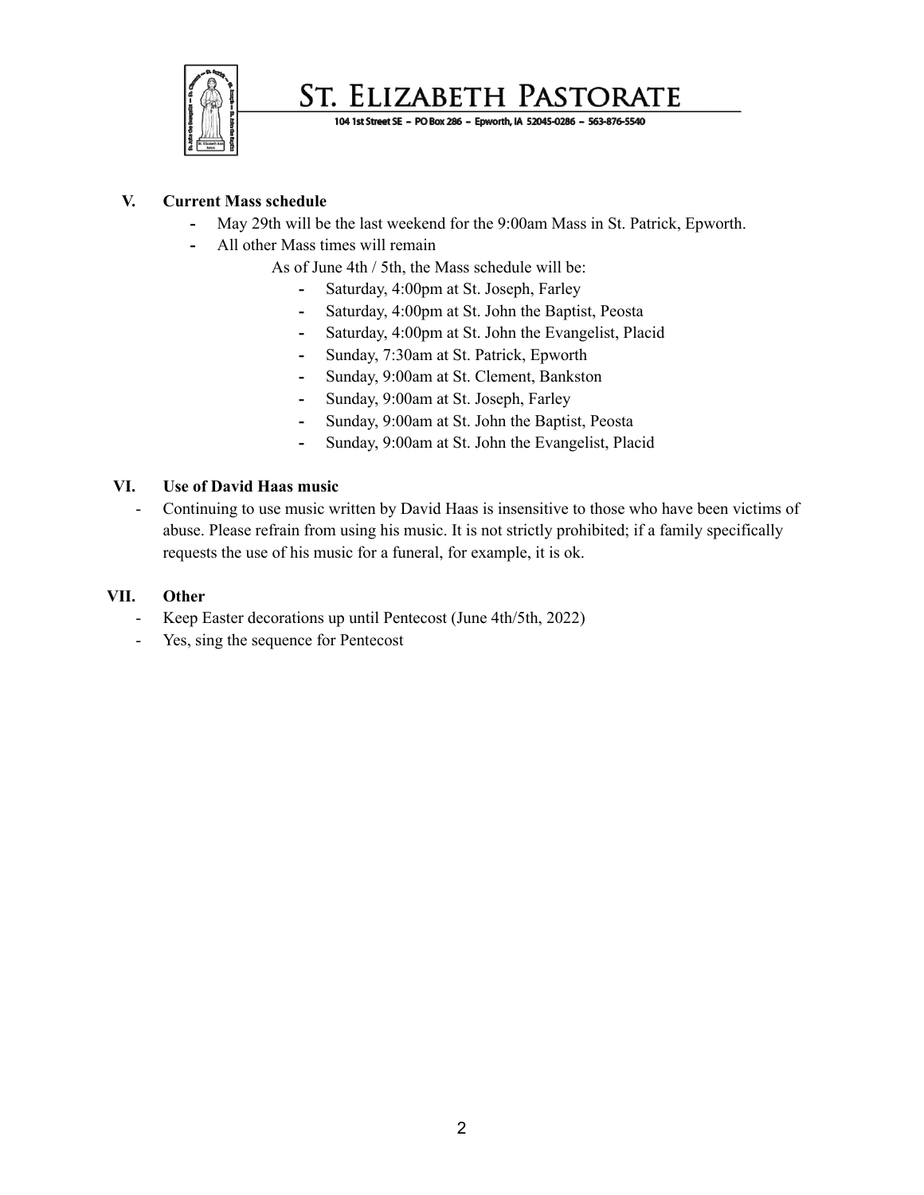# St. Elizabeth Pastorate

104 1st Street SE – PO Box 286 – Epworth, IA 52045-0286 – 563-876-5540

## V. Current Mass schedule

- May 29th will be the last weekend for the 9:00am Mass in St. Patrick, Epworth.
- All other Mass times will remain

As of June 4th / 5th, the Mass schedule will be:

- Saturday, 4:00pm at St. Joseph, Farley
- Saturday, 4:00pm at St. John the Baptist, Peosta
- Saturday, 4:00pm at St. John the Evangelist, Placid
- Sunday, 7:30am at St. Patrick, Epworth
- Sunday, 9:00am at St. Clement, Bankston
- Sunday, 9:00am at St. Joseph, Farley
- Sunday, 9:00am at St. John the Baptist, Peosta
- Sunday, 9:00am at St. John the Evangelist, Placid

## VI. Use of David Haas music

- Continuing to use music written by David Haas is insensitive to those who have been victims of abuse. Please refrain from using his music. It is not strictly prohibited; if a family specifically requests the use of his music for a funeral, for example, it is ok.

## VII. Other

- Keep Easter decorations up until Pentecost (June 4th/5th, 2022)
- Yes, sing the sequence for Pentecost